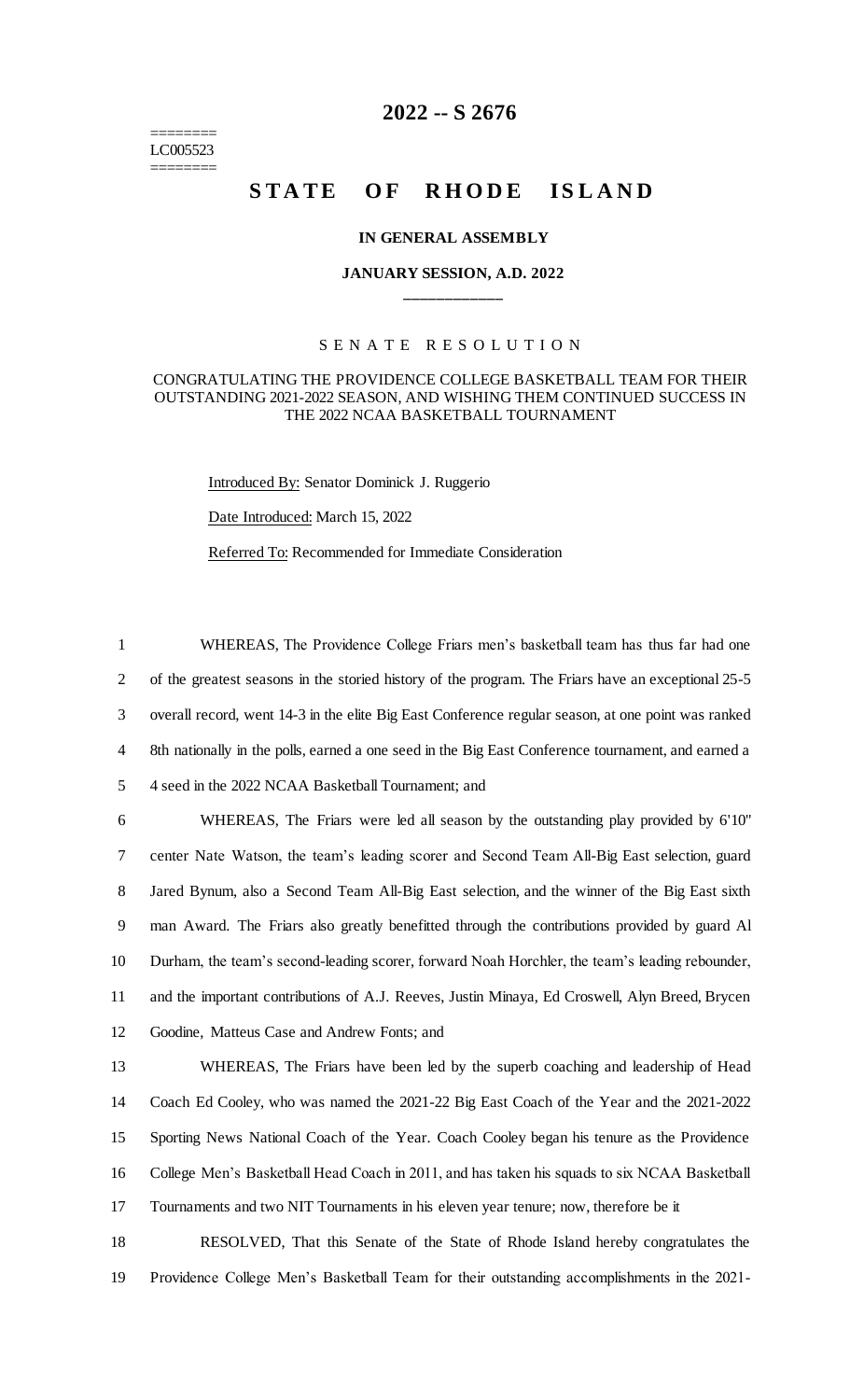# 2022 -- S 2676

========
LC005523
========

## STATE OF RHODE ISLAND

### IN GENERAL ASSEMBLY

### JANUARY SESSION, A.D. 2022

____________

S E N A T E   R E S O L U T I O N

CONGRATULATING THE PROVIDENCE COLLEGE BASKETBALL TEAM FOR THEIR OUTSTANDING 2021-2022 SEASON, AND WISHING THEM CONTINUED SUCCESS IN THE 2022 NCAA BASKETBALL TOURNAMENT

Introduced By: Senator Dominick J. Ruggerio

Date Introduced: March 15, 2022

Referred To: Recommended for Immediate Consideration

1 WHEREAS, The Providence College Friars men's basketball team has thus far had one
2 of the greatest seasons in the storied history of the program. The Friars have an exceptional 25-5
3 overall record, went 14-3 in the elite Big East Conference regular season, at one point was ranked
4 8th nationally in the polls, earned a one seed in the Big East Conference tournament, and earned a
5 4 seed in the 2022 NCAA Basketball Tournament; and

6 WHEREAS, The Friars were led all season by the outstanding play provided by 6'10"
7 center Nate Watson, the team's leading scorer and Second Team All-Big East selection, guard
8 Jared Bynum, also a Second Team All-Big East selection, and the winner of the Big East sixth
9 man Award. The Friars also greatly benefitted through the contributions provided by guard Al
10 Durham, the team's second-leading scorer, forward Noah Horchler, the team's leading rebounder,
11 and the important contributions of A.J. Reeves, Justin Minaya, Ed Croswell, Alyn Breed, Brycen
12 Goodine, Matteus Case and Andrew Fonts; and

13 WHEREAS, The Friars have been led by the superb coaching and leadership of Head
14 Coach Ed Cooley, who was named the 2021-22 Big East Coach of the Year and the 2021-2022
15 Sporting News National Coach of the Year. Coach Cooley began his tenure as the Providence
16 College Men's Basketball Head Coach in 2011, and has taken his squads to six NCAA Basketball
17 Tournaments and two NIT Tournaments in his eleven year tenure; now, therefore be it

18 RESOLVED, That this Senate of the State of Rhode Island hereby congratulates the
19 Providence College Men's Basketball Team for their outstanding accomplishments in the 2021-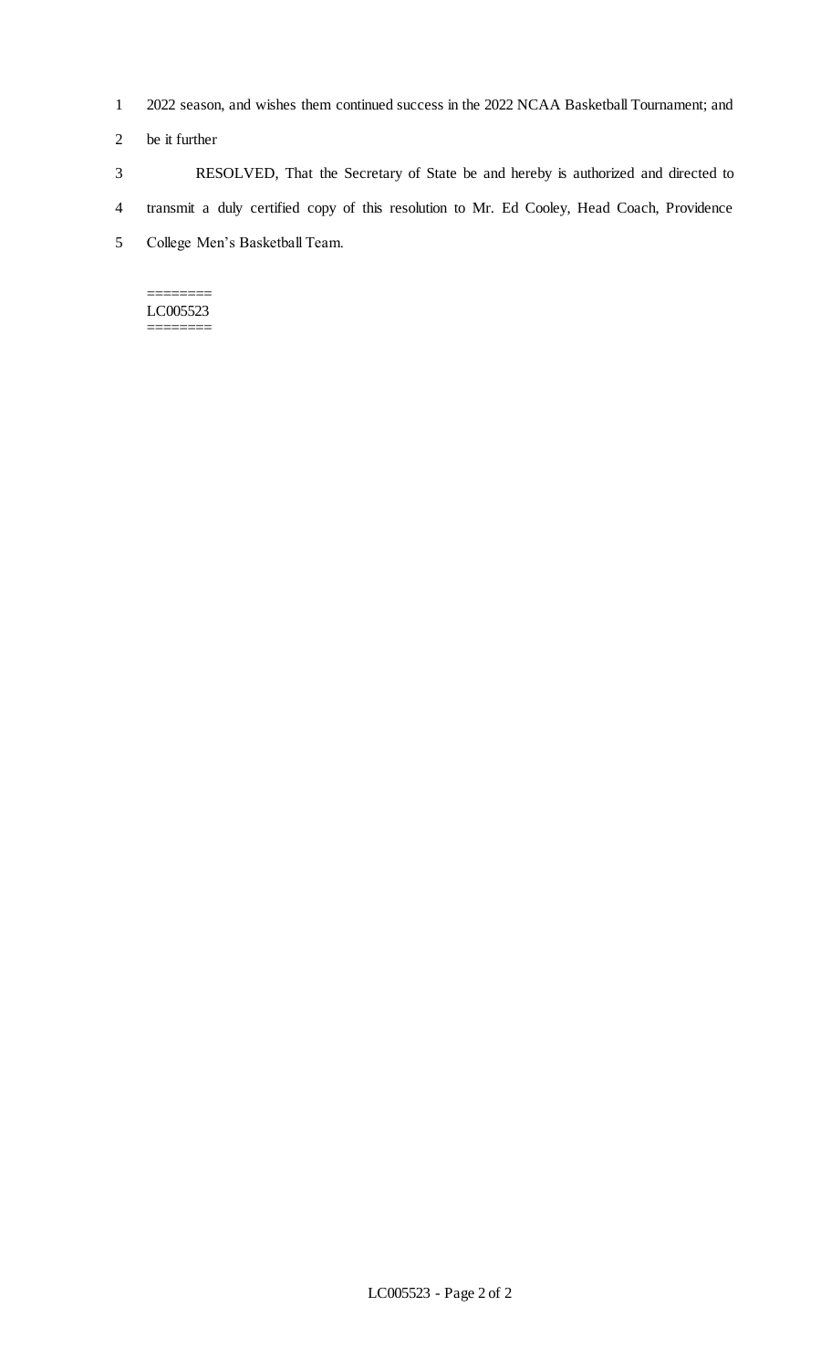2022 season, and wishes them continued success in the 2022 NCAA Basketball Tournament; and be it further

RESOLVED, That the Secretary of State be and hereby is authorized and directed to transmit a duly certified copy of this resolution to Mr. Ed Cooley, Head Coach, Providence College Men's Basketball Team.

========
LC005523
========